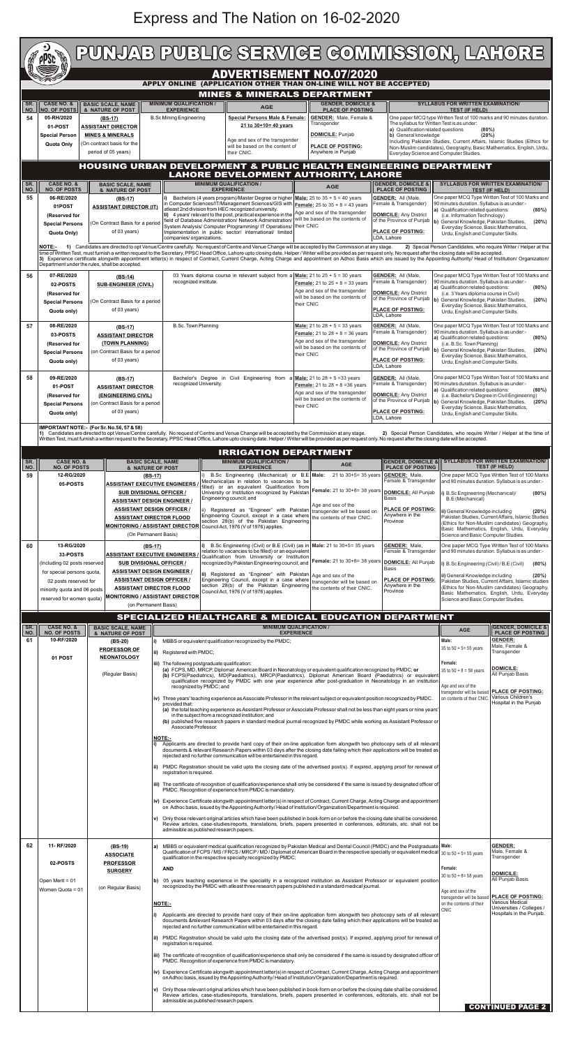# Express and The Nation on 16-02-2020

# PUNJAB PUBLIC SERVICE COMMISSION, LAHORE

## ADVERTISEMENT NO.07/2020

**APPLY ONLINE (APPLICATION OTHER THAN ON-LINE WILL NOT BE ACCEPTED)**

### MINES & MINERALS DEPARTMENT

| SR. NO. | CASE NO. & NO. OF POSTS | BASIC SCALE, NAME & NATURE OF POST | MINIMUM QUALIFICATION / EXPERIENCE | AGE | GENDER, DOMICILE & PLACE OF POSTING | SYLLABUS FOR WRITTEN EXAMINATION/ TEST (IF HELD) |
|---|---|---|---|---|---|---|
| 54 | 05-RH/2020<br>01-POST<br>Special Person Quota Only | (BS-17)<br>ASSISTANT DIRECTOR MINES & MINERALS<br>(On contract basis for the period of 05 years) | B.Sc Mining Engineering | Special Persons Male & Female: 21 to 30+10= 40 years<br><br>Age and sex of the transgender will be based on the content of their CNIC. | GENDER: Male, Female & Transgender<br><br>DOMICILE: Punjab<br><br>PLACE OF POSTING: Anywhere in Punjab | One paper MCQ type Written Test of 100 marks and 90 minutes duration. The syllabus for Written Test is as under:<br>a) Qualification related questions (80%)<br>b) General knowledge (20%)<br>Including Pakistan Studies, Current Affairs, Islamic Studies (Ethics for Non-Muslim candidates), Geography, Basic Mathematics, English, Urdu, Everyday Science and Computer Studies. |

### HOUSING URBAN DEVELOPMENT & PUBLIC HEALTH ENGINEERING DEPARTMENT LAHORE DEVELOPMENT AUTHORITY, LAHORE

| SR. NO. | CASE NO. & NO. OF POSTS | BASIC SCALE, NAME & NATURE OF POST | MINIMUM QUALIFICATION / EXPERIENCE | AGE | GENDER, DOMICILE & PLACE OF POSTING | SYLLABUS FOR WRITTEN EXAMINATION/ TEST (IF HELD) |
|---|---|---|---|---|---|---|
| 55 | 06-RE/2020<br>01POST<br>(Reserved for Special Persons Quota Only) | (BS-17)<br>ASSISTANT DIRECTOR (IT)<br>(On Contract Basis for a period of 03 years) | i) Bachelors (4 years program)/Master Degree or higher in Computer Sciences/IT/Management Sciences/GIS with atleast 2nd division from HEC recognized university.<br>ii) 4 years' relevant to the post, practical experience in the field of Database Administration/ Network Administration/ System Analysis/ Computer Programming/ IT Operations/ Implementation in public sector/ international/ limited companies/ organizations. | Male: 25 to 35 + 5 = 40 years<br>Female: 25 to 35 + 8 = 43 years<br>Age and sex of the transgender will be based on the contents of their CNIC | GENDER: All (Male, Female & Transgender)<br><br>DOMICILE: Any District of the Province of Punjab<br><br>PLACE OF POSTING: LDA, Lahore | One paper MCQ Type Written Test of 100 Marks and 90 minutes duration. Syllabus is as under:-<br>a) Qualification related questions: (80%)<br>(i.e. Information Technology)<br>b) General Knowledge, Pakistan Studies, (20%) Everyday Science, Basic Mathematics, Urdu, English and Computer Skills. |

**NOTE:-** 1) Candidates are directed to opt Venue/Centre carefully. No request of Centre and Venue Change will be accepted by the Commission at any stage. 2) Special Person Candidates, who require Writer / Helper at the time of Written Test, must furnish a written request to the Secretary, PPSC Head Office, Lahore upto closing date. Helper / Writer will be provided as per request only. No request after the closing date will be accepted.
3) Experience certificate alongwith appointment letter(s) in respect of Contract, Current Charge, Acting Charge and appointment on Adhoc Basis which are issued by the Appointing Authority/ Head of Institution/ Organization/ Department under the rules, shall be accepted.

| SR. NO. | CASE NO. & NO. OF POSTS | BASIC SCALE, NAME & NATURE OF POST | MINIMUM QUALIFICATION / EXPERIENCE | AGE | GENDER, DOMICILE & PLACE OF POSTING | SYLLABUS FOR WRITTEN EXAMINATION/ TEST (IF HELD) |
|---|---|---|---|---|---|---|
| 56 | 07-RE/2020<br>02-POSTS<br>(Reserved for Special Persons Quota only) | (BS-14)<br>SUB-ENGINEER (CIVIL)<br>(On Contract Basis for a period of 03 years) | 03 Years diploma course in relevant subject from a recognized institute. | Male: 21 to 25 + 5 = 30 years<br>Female: 21 to 25 + 8 = 33 years<br>Age and sex of the transgender will be based on the contents of their CNIC | GENDER: All (Male, Female & Transgender)<br><br>DOMICILE: Any District of the Province of Punjab<br><br>PLACE OF POSTING: LDA, Lahore | One paper MCQ Type Written Test of 100 Marks and 90 minutes duration. Syllabus is as under:-<br>a) Qualification related questions: (80%)<br>(i.e. 3 Years diploma course in Civil)<br>b) General Knowledge, Pakistan Studies, (20%) Everyday Science, Basic Mathematics, Urdu English and Computer Skills. |
| 57 | 08-RE/2020<br>03-POSTS<br>(Reserved for Special Persons Quota only) | (BS-17)<br>ASSISTANT DIRECTOR (TOWN PLANNING)<br>(on Contract Basis for a period of 03 years) | B.Sc. Town Planning | Male: 21 to 28 + 5 = 33 years<br>Female: 21 to 28 + 8 = 36 years<br>Age and sex of the transgender will be based on the contents of their CNIC | GENDER: All (Male, Female & Transgender)<br><br>DOMICILE: Any District of the Province of Punjab<br><br>PLACE OF POSTING: LDA, Lahore | One paper MCQ Type Written Test of 100 Marks and 90 minutes duration. Syllabus is as under:-<br>a) Qualification related questions: (80%)<br>(i.e. B.Sc. Town Planning)<br>b) General Knowledge, Pakistan Studies, (20%) Everyday Science, Basic Mathematics, Urdu English and Computer Skills. |
| 58 | 09-RE/2020<br>01-POST<br>(Reserved for Special Persons Quota only) | (BS-17)<br>ASSISTANT DIRECTOR (ENGINEERING CIVIL)<br>(on Contract Basis for a period of 03 years) | Bachelor's Degree in Civil Engineering from a recognized University. | Male: 21 to 28 + 5 =33 years<br>Female: 21 to 28 + 8 =36 years<br>Age and sex of the transgender will be based on the contents of their CNIC | GENDER: All (Male, Female & Transgender)<br><br>DOMICILE: Any District of the Province of Punjab<br><br>PLACE OF POSTING: LDA, Lahore | One paper MCQ Type Written Test of 100 Marks and 90 minutes duration. Syllabus is as under:-<br>a) Qualification related questions: (80%)<br>(i.e. Bachelor's Degree in Civil Engineering)<br>b) General Knowledge, Pakistan Studies, (20%) Everyday Science, Basic Mathematics, Urdu English and Computer Skills. |

**IMPORTANT NOTE:- (For Sr. No.56, 57 & 58)**
1) Candidates are directed to opt Venue/Centre carefully. No request of Centre and Venue Change will be accepted by the Commission at any stage. 2) Special Person Candidates, who require Writer / Helper at the time of Written Test, must furnish a written request to the Secretary, PPSC Head Office, Lahore upto closing date. Helper / Writer will be provided as per request only. No request after the closing date will be accepted.

### IRRIGATION DEPARTMENT

| SR. NO. | CASE NO. & NO. OF POSTS | BASIC SCALE, NAME & NATURE OF POST | MINIMUM QUALIFICATION / EXPERIENCE | AGE | GENDER, DOMICILE & PLACE OF POSTING | SYLLABUS FOR WRITTEN EXAMINATION/ TEST (IF HELD) |
|---|---|---|---|---|---|---|
| 59 | 12-RG/2020<br>05-POSTS | (BS-17)<br>ASSISTANT EXECUTIVE ENGINEERS / SUB DIVISIONAL OFFICER / ASSISTANT DESIGN ENGINEER / ASSISTANT DESIGN OFFICER / ASSISTANT DIRECTOR FLOOD MONITORING / ASSISTANT DIRECTOR<br>(On Permanent Basis) | i) B.Sc Engineering (Mechanical) or B.E Mechanical(as in relation to vacancies to be filled) or an equivalent Qualification from University or Institution recognized by Pakistan Engineering council; and<br>ii) Registered as "Engineer" with Pakistan Engineering Council, except in a case where section 28(b) of the Pakistan Engineering Council Act, 1976 (V of 1976) applies. | Male: 21 to 30+5= 35 years<br>Female: 21 to 30+8= 38 years<br>Age and sex of the transgender will be based on the contents of their CNIC. | GENDER: Male, Female & Transgender<br><br>DOMICILE: All Punjab Basis<br><br>PLACE OF POSTING: Anywhere in the Province | One paper MCQ Type Written Test of 100 Marks and 90 minutes duration. Syllabus is as under:-<br>i) B.Sc Engineering (Mechanical)/ (80%) B.E (Mechanical)<br>ii) General Knowledge including (20%) Pakistan Studies, Current Affairs, Islamic Studies (Ethics for Non-Muslim candidates) Geography, Basic Mathematics, English, Urdu, Everyday Science and Basic Computer Studies. |
| 60 | 13-RG/2020<br>33-POSTS<br>(Including 02 posts reserved for special persons quota, 02 posts reserved for minority quota and 06 posts reserved for women quota) | (BS-17)<br>ASSISTANT EXECUTIVE ENGINEERS / SUB DIVISIONAL OFFICER / ASSISTANT DESIGN ENGINEER / ASSISTANT DESIGN OFFICER / ASSISTANT DIRECTOR FLOOD MONITORING / ASSISTANT DIRECTOR<br>(on Permanent Basis) | i) B.Sc Engineering (Civil) or B.E (Civil) (as in relation to vacancies to be filled) or an equivalent Qualification from University or Institution recognized by Pakistan Engineering council; and<br>ii) Registered as "Engineer" with Pakistan Engineering Council, except in a case where section 28(b) of the Pakistan Engineering Council Act, 1976 (V of 1976) applies. | Male: 21 to 30+5= 35 years<br>Female: 21 to 30+8= 38 years<br>Age and sex of the transgender will be based on the contents of their CNIC. | GENDER: Male, Female & Transgender<br><br>DOMICILE: All Punjab Basis<br><br>PLACE OF POSTING: Anywhere in the Province | One paper MCQ Type Written Test of 100 Marks and 90 minutes duration. Syllabus is as under:-<br>i) B.Sc Engineering (Civil) / B.E.(Civil) (80%)<br>ii) General Knowledge including (20%) Pakistan Studies, Current Affairs, Islamic studies (Ethics for Non-Muslim candidates) Geography, Basic Mathematics, English, Urdu, Everyday Science and Basic Computer Studies. |

### SPECIALIZED HEALTHCARE & MEDICAL EDUCATION DEPARTMENT

| SR. NO. | CASE NO. & NO. OF POSTS | BASIC SCALE, NAME & NATURE OF POST | MINIMUM QUALIFICATION / EXPERIENCE | AGE | GENDER, DOMICILE & PLACE OF POSTING |
|---|---|---|---|---|---|
| 61 | 10-RF/2020<br><br>01 POST | (BS-20)<br>PROFESSOR OF NEONATOLOGY<br><br>(Regular Basis) | i) MBBS or equivalent qualification recognized by the PMDC;<br>ii) Registered with PMDC;<br>iii) The following postgraduate qualification:<br>(a) FCPS, MD, MRCP, Diplomat American Board in Neonatology or equivalent qualification recognized by PMDC; **or**<br>(b) FCPS(Paediatrics), MD(Paediatrics), MRCP(Paediatrics), Diplomat American Board (Paediatrics) or equivalent qualification recognized by PMDC with one year experience after post-graduation in Neonatology in an institution recognized by PMDC; and<br>iv) Three years' teaching experience as Associate Professor in the relevant subject or equivalent position recognized by PMDC. provided that:<br>(a) the total teaching experience as Assistant Professor or Associate Professor shall not be less than eight years or nine years' in the subject from a recognized institution; and<br>(b) published five research papers in standard medical journal recognized by PMDC while working as Assistant Professor or Associate Professor.<br><br>**NOTE:-**<br>i) Applicants are directed to provide hard copy of their on-line application form alongwith two photocopy sets of all relevant documents & relevant Research Papers within 03 days after the closing date failing which their applications will be treated as rejected and no further communication will be entertained in this regard.<br>ii) PMDC Registration should be valid upto the closing date of the advertised post(s). If expired, applying proof for renewal of registration is required.<br>iii) The certificate of recognition of qualification/experience shall only be considered if the same is issued by designated officer of PMDC. Recognition of experience from PMDC is mandatory.<br>iv) Experience Certificate alongwith appointment letter(s) in respect of Contract, Current Charge, Acting Charge and appointment on Adhoc basis, issued by the Appointing Authority/ Head of Institution/Organization/Department is required.<br>v) Only those relevant original articles which have been published in book-form on or before the closing date shall be considered. Review articles, case-studies/reports, translations, briefs, papers presented in conferences, editorials, etc. shall not be admissible as published research papers. | Male:<br>35 to 50 + 5= 55 years<br><br>Female:<br>35 to 50 + 8 = 58 years<br><br>Age and sex of the transgender will be based on contents of their CNIC | GENDER: Male, Female & Transgender<br><br>DOMICILE: All Punjab Basis<br><br>PLACE OF POSTING: Various Children's Hospital in the Punjab |
| 62 | 11- RF/2020<br><br>02-POSTS<br><br>Open Merit = 01<br>Women Quota = 01 | (BS-19)<br>ASSOCIATE PROFESSOR SURGERY<br><br>(on Regular Basis) | a) MBBS or equivalent medical qualification recognized by Pakistan Medical and Dental Council (PMDC) and the Postgraduate Qualification of FCPS / MS / FRCS / MRCP / MD / Diplomat of American Board in the respective specialty or equivalent medical qualification in the respective specialty recognized by PMDC;<br>**AND**<br>b) 05 years teaching experience in the speciality in a recognized institution as Assistant Professor or equivalent position recognized by the PMDC with atleast three research papers published in a standard medical journal.<br><br>**NOTE:-**<br>i) Applicants are directed to provide hard copy of their on-line application form alongwith two photocopy sets of all relevant documents &relevant Research Papers within 03 days after the closing date failing which their applications will be treated as rejected and no further communication will be entertained in this regard.<br>ii) PMDC Registration should be valid upto the closing date of the advertised post(s). If expired, applying proof for renewal of registration is required.<br>iii) The certificate of recognition of qualification/experience shall only be considered if the same is issued by designated officer of PMDC. Recognition of experience from PMDC is mandatory.<br>iv) Experience Certificate alongwith appointment letter(s) in respect of Contract, Current Charge, Acting Charge and appointment on Adhoc basis, issued by the Appointing Authority/ Head of Institution/Organization/Department is required.<br>v) Only those relevant original articles which have been published in book-form on or before the closing date shall be considered. Review articles, case-studies/reports, translations, briefs, papers presented in conferences, editorials, etc. shall not be admissible as published research papers. | Male:<br>30 to 50 + 5= 55 years<br><br>Female:<br>30 to 50 + 8= 58 years<br><br>Age and sex of the transgender will be based on the contents of their CNIC | GENDER: Male, Female & Transgender<br><br>DOMICILE: All Punjab Basis<br><br>PLACE OF POSTING: Various Medical Universities / Colleges / Hospitals in the Punjab. |

**CONTINUED PAGE 2**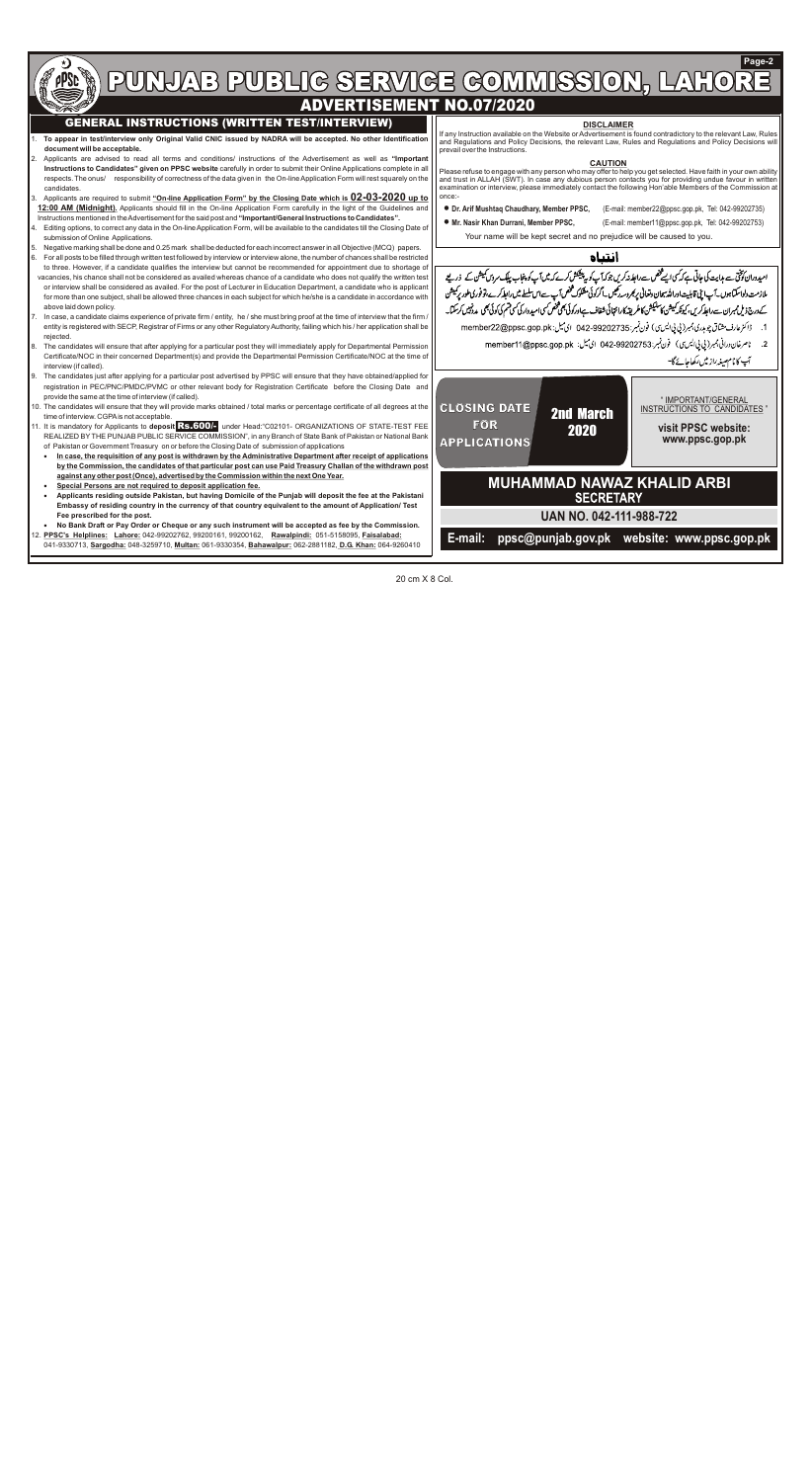# PUNJAB PUBLIC SERVICE COMMISSION, LAHORE

## ADVERTISEMENT NO.07/2020

### GENERAL INSTRUCTIONS (WRITTEN TEST/INTERVIEW)

1. **To appear in test/interview only Original Valid CNIC issued by NADRA will be accepted. No other Identification document will be acceptable.**
2. Applicants are advised to read all terms and conditions/ instructions of the Advertisement as well as **"Important Instructions to Candidates" given on PPSC website** carefully in order to submit their Online Applications complete in all respects. The onus/ responsibility of correctness of the data given in the On-line Application Form will rest squarely on the candidates.
3. Applicants are required to submit **"On-line Application Form" by the Closing Date which is 02-03-2020 up to 12:00 AM (Midnight).** Applicants should fill in the On-line Application Form carefully in the light of the Guidelines and Instructions mentioned in the Advertisement for the said post and **"Important/General Instructions to Candidates".**
4. Editing options, to correct any data in the On-line Application Form, will be available to the candidates till the Closing Date of submission of Online Applications.
5. Negative marking shall be done and 0.25 mark shall be deducted for each incorrect answer in all Objective (MCQ) papers.
6. For all posts to be filled through written test followed by interview or interview alone, the number of chances shall be restricted to three. However, if a candidate qualifies the interview but cannot be recommended for appointment due to shortage of vacancies, his chance shall not be considered as availed whereas chance of a candidate who does not qualify the written test or interview shall be considered as availed. For the post of Lecturer in Education Department, a candidate who is applicant for more than one subject, shall be allowed three chances in each subject for which he/she is a candidate in accordance with above laid down policy.
7. In case, a candidate claims experience of private firm / entity, he / she must bring proof at the time of interview that the firm / entity is registered with SECP, Registrar of Firms or any other Regulatory Authority, failing which his / her application shall be rejected.
8. The candidates will ensure that after applying for a particular post they will immediately apply for Departmental Permission Certificate/NOC in their concerned Department(s) and provide the Departmental Permission Certificate/NOC at the time of interview (if called).
9. The candidates just after applying for a particular post advertised by PPSC will ensure that they have obtained/applied for registration in PEC/PNC/PMDC/PVMC or other relevant body for Registration Certificate before the Closing Date and provide the same at the time of interview (if called).
10. The candidates will ensure that they will provide marks obtained / total marks or percentage certificate of all degrees at the time of interview. CGPA is not acceptable.
11. It is mandatory for Applicants to **deposit Rs.600/-** under Head:"C02101- ORGANIZATIONS OF STATE-TEST FEE REALIZED BY THE PUNJAB PUBLIC SERVICE COMMISSION", in any Branch of State Bank of Pakistan or National Bank of Pakistan or Government Treasury on or before the Closing Date of submission of applications
    - **In case, the requisition of any post is withdrawn by the Administrative Department after receipt of applications by the Commission, the candidates of that particular post can use Paid Treasury Challan of the withdrawn post against any other post (Once), advertised by the Commission within the next One Year.**
    - **Special Persons are not required to deposit application fee.**
    - **Applicants residing outside Pakistan, but having Domicile of the Punjab will deposit the fee at the Pakistani Embassy of residing country in the currency of that country equivalent to the amount of Application/ Test Fee prescribed for the post.**
    - **No Bank Draft or Pay Order or Cheque or any such instrument will be accepted as fee by the Commission.**
12. **PPSC's Helplines: Lahore:** 042-99202762, 99200161, 99200162, **Rawalpindi:** 051-5158095, **Faisalabad:** 041-9330713, **Sargodha:** 048-3259710, **Multan:** 061-9330354, **Bahawalpur:** 062-2881182, **D.G. Khan:** 064-9260410

### DISCLAIMER

If any Instruction available on the Website or Advertisement is found contradictory to the relevant Law, Rules and Regulations and Policy Decisions, the relevant Law, Rules and Regulations and Policy Decisions will prevail over the Instructions.

### CAUTION

Please refuse to engage with any person who may offer to help you get selected. Have faith in your own ability and trust in ALLAH (SWT). In case any dubious person contacts you for providing undue favour in written examination or interview, please immediately contact the following Hon'able Members of the Commission at once:-

- **Dr. Arif Mushtaq Chaudhary, Member PPSC,** (E-mail: member22@ppsc.gop.pk, Tel: 042-99202735)
- **Mr. Nasir Khan Durrani, Member PPSC,** (E-mail: member11@ppsc.gop.pk, Tel: 042-99202753)

Your name will be kept secret and no prejudice will be caused to you.

### انتباہ

امیدواران کو تنبیہ سے ہدایت کی جاتی ہے کہ کسی ایسے شخص سے رابطہ کریں جو کہ آپ کو پیشکش کرے کہ میں آپ کو پنجاب پبلک سروس کمیشن کے ذریعے ملازمت دلوا سکتا ہوں۔ آپ اپنی قابلیت اور اللہ سبحان وتعالیٰ پر بھروسہ رکھیں۔ اگر کوئی مشکوک شخص آپ سے اس سلسلے میں رابطہ کرے تو فوری طور پر کمیشن کے درج ذیل ممبران سے رابطہ کریں۔ کیونکہ کمیشن کا سلیکشن کا طریقہ کار انتہائی شفاف ہے اور کوئی بھی شخص کسی امیدوار کی کسی قسم کی کوئی بھی مدد نہیں کر سکتا۔

1. ڈاکٹر عارف مشتاق چوہدری، ممبر (پی پی ایس سی) فون نمبر: 042-99202735 ای میل: member22@ppsc.gop.pk
2. ناصر خان درانی، ممبر (پی پی ایس سی) فون نمبر: 042-99202753 ای میل: member11@ppsc.gop.pk

آپ کا نام صیغہ راز میں رکھا جائے گا۔

**CLOSING DATE FOR APPLICATIONS** — **2nd March 2020**

" IMPORTANT/GENERAL INSTRUCTIONS TO CANDIDATES "

**visit PPSC website: www.ppsc.gop.pk**

## MUHAMMAD NAWAZ KHALID ARBI
### SECRETARY

**UAN NO. 042-111-988-722**

**E-mail: ppsc@punjab.gov.pk website: www.ppsc.gop.pk**

20 cm X 8 Col.